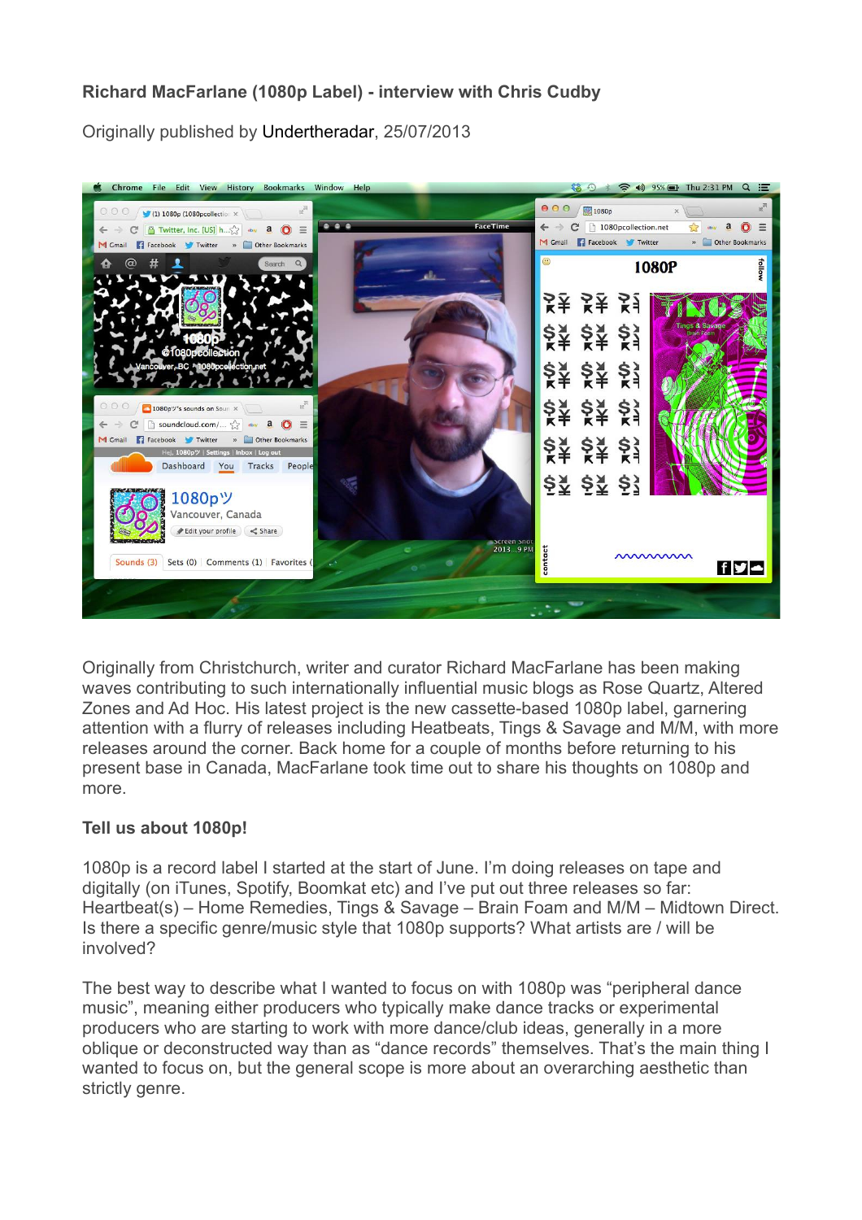**Richard MacFarlane (1080p Label) - interview with Chris Cudby**

Originally published by Undertheradar, 25/07/2013

Originally from Christchurch, writer and curator Richard MacFarlane has been making waves contributing to such internationally influential music blogs as Rose Quartz, Altered Zones and Ad Hoc. His latest project is the new cassette-based 1080p label, garnering attention with a flurry of releases including Heatbeats, Tings & Savage and M/M, with more releases around the corner. Back home for a couple of months before returning to his present base in Canada, MacFarlane took time out to share his thoughts on 1080p and more.

**Tell us about 1080p!**

1080p is a record label I started at the start of June. I'm doing releases on tape and digitally (on iTunes, Spotify, Boomkat etc) and I've put out three releases so far: Heartbeat(s) – Home Remedies, Tings & Savage – Brain Foam and M/M – Midtown Direct. Is there a specific genre/music style that 1080p supports? What artists are / will be involved?

The best way to describe what I wanted to focus on with 1080p was "peripheral dance music", meaning either producers who typically make dance tracks or experimental producers who are starting to work with more dance/club ideas, generally in a more oblique or deconstructed way than as "dance records" themselves. That's the main thing I wanted to focus on, but the general scope is more about an overarching aesthetic than strictly genre.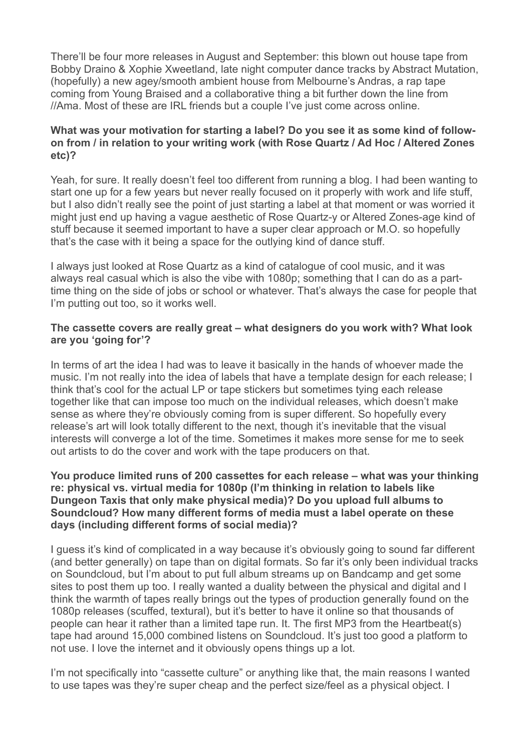There'll be four more releases in August and September: this blown out house tape from Bobby Draino & Xophie Xweetland, late night computer dance tracks by Abstract Mutation, (hopefully) a new agey/smooth ambient house from Melbourne's Andras, a rap tape coming from Young Braised and a collaborative thing a bit further down the line from //Ama. Most of these are IRL friends but a couple I've just come across online.

**What was your motivation for starting a label? Do you see it as some kind of follow-on from / in relation to your writing work (with Rose Quartz / Ad Hoc / Altered Zones etc)?**

Yeah, for sure. It really doesn't feel too different from running a blog. I had been wanting to start one up for a few years but never really focused on it properly with work and life stuff, but I also didn't really see the point of just starting a label at that moment or was worried it might just end up having a vague aesthetic of Rose Quartz-y or Altered Zones-age kind of stuff because it seemed important to have a super clear approach or M.O. so hopefully that's the case with it being a space for the outlying kind of dance stuff.

I always just looked at Rose Quartz as a kind of catalogue of cool music, and it was always real casual which is also the vibe with 1080p; something that I can do as a part-time thing on the side of jobs or school or whatever. That's always the case for people that I'm putting out too, so it works well.

**The cassette covers are really great – what designers do you work with? What look are you 'going for'?**

In terms of art the idea I had was to leave it basically in the hands of whoever made the music. I'm not really into the idea of labels that have a template design for each release; I think that's cool for the actual LP or tape stickers but sometimes tying each release together like that can impose too much on the individual releases, which doesn't make sense as where they're obviously coming from is super different. So hopefully every release's art will look totally different to the next, though it's inevitable that the visual interests will converge a lot of the time. Sometimes it makes more sense for me to seek out artists to do the cover and work with the tape producers on that.

**You produce limited runs of 200 cassettes for each release – what was your thinking re: physical vs. virtual media for 1080p (I'm thinking in relation to labels like Dungeon Taxis that only make physical media)? Do you upload full albums to Soundcloud? How many different forms of media must a label operate on these days (including different forms of social media)?**

I guess it's kind of complicated in a way because it's obviously going to sound far different (and better generally) on tape than on digital formats. So far it's only been individual tracks on Soundcloud, but I'm about to put full album streams up on Bandcamp and get some sites to post them up too. I really wanted a duality between the physical and digital and I think the warmth of tapes really brings out the types of production generally found on the 1080p releases (scuffed, textural), but it's better to have it online so that thousands of people can hear it rather than a limited tape run. It. The first MP3 from the Heartbeat(s) tape had around 15,000 combined listens on Soundcloud. It's just too good a platform to not use. I love the internet and it obviously opens things up a lot.

I'm not specifically into "cassette culture" or anything like that, the main reasons I wanted to use tapes was they're super cheap and the perfect size/feel as a physical object. I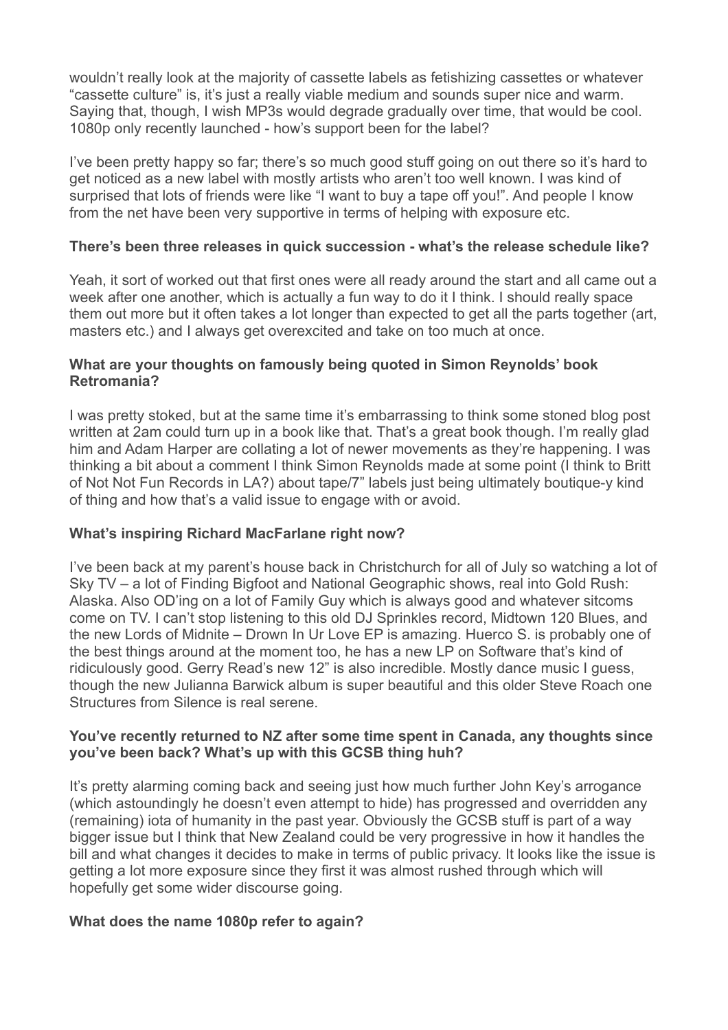wouldn't really look at the majority of cassette labels as fetishizing cassettes or whatever "cassette culture" is, it's just a really viable medium and sounds super nice and warm. Saying that, though, I wish MP3s would degrade gradually over time, that would be cool.
1080p only recently launched - how's support been for the label?

I've been pretty happy so far; there's so much good stuff going on out there so it's hard to get noticed as a new label with mostly artists who aren't too well known. I was kind of surprised that lots of friends were like "I want to buy a tape off you!". And people I know from the net have been very supportive in terms of helping with exposure etc.

**There's been three releases in quick succession - what's the release schedule like?**

Yeah, it sort of worked out that first ones were all ready around the start and all came out a week after one another, which is actually a fun way to do it I think. I should really space them out more but it often takes a lot longer than expected to get all the parts together (art, masters etc.) and I always get overexcited and take on too much at once.

**What are your thoughts on famously being quoted in Simon Reynolds' book Retromania?**

I was pretty stoked, but at the same time it's embarrassing to think some stoned blog post written at 2am could turn up in a book like that. That's a great book though. I'm really glad him and Adam Harper are collating a lot of newer movements as they're happening. I was thinking a bit about a comment I think Simon Reynolds made at some point (I think to Britt of Not Not Fun Records in LA?) about tape/7" labels just being ultimately boutique-y kind of thing and how that's a valid issue to engage with or avoid.

**What's inspiring Richard MacFarlane right now?**

I've been back at my parent's house back in Christchurch for all of July so watching a lot of Sky TV – a lot of Finding Bigfoot and National Geographic shows, real into Gold Rush: Alaska. Also OD'ing on a lot of Family Guy which is always good and whatever sitcoms come on TV. I can't stop listening to this old DJ Sprinkles record, Midtown 120 Blues, and the new Lords of Midnite – Drown In Ur Love EP is amazing. Huerco S. is probably one of the best things around at the moment too, he has a new LP on Software that's kind of ridiculously good. Gerry Read's new 12" is also incredible. Mostly dance music I guess, though the new Julianna Barwick album is super beautiful and this older Steve Roach one Structures from Silence is real serene.

**You've recently returned to NZ after some time spent in Canada, any thoughts since you've been back? What's up with this GCSB thing huh?**

It's pretty alarming coming back and seeing just how much further John Key's arrogance (which astoundingly he doesn't even attempt to hide) has progressed and overridden any (remaining) iota of humanity in the past year. Obviously the GCSB stuff is part of a way bigger issue but I think that New Zealand could be very progressive in how it handles the bill and what changes it decides to make in terms of public privacy. It looks like the issue is getting a lot more exposure since they first it was almost rushed through which will hopefully get some wider discourse going.

**What does the name 1080p refer to again?**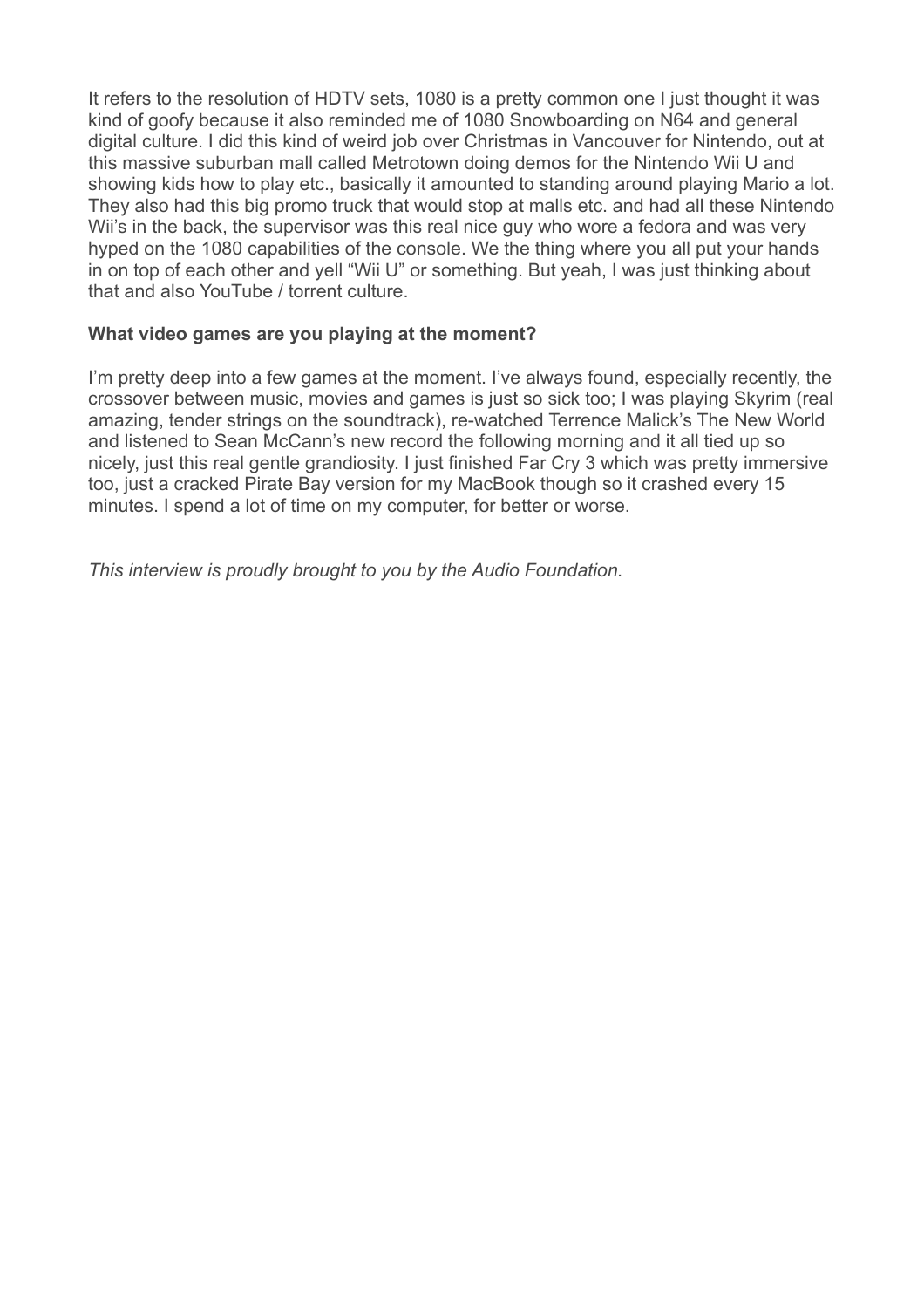It refers to the resolution of HDTV sets, 1080 is a pretty common one I just thought it was kind of goofy because it also reminded me of 1080 Snowboarding on N64 and general digital culture. I did this kind of weird job over Christmas in Vancouver for Nintendo, out at this massive suburban mall called Metrotown doing demos for the Nintendo Wii U and showing kids how to play etc., basically it amounted to standing around playing Mario a lot. They also had this big promo truck that would stop at malls etc. and had all these Nintendo Wii's in the back, the supervisor was this real nice guy who wore a fedora and was very hyped on the 1080 capabilities of the console. We the thing where you all put your hands in on top of each other and yell "Wii U" or something. But yeah, I was just thinking about that and also YouTube / torrent culture.

**What video games are you playing at the moment?**

I'm pretty deep into a few games at the moment. I've always found, especially recently, the crossover between music, movies and games is just so sick too; I was playing Skyrim (real amazing, tender strings on the soundtrack), re-watched Terrence Malick's The New World and listened to Sean McCann's new record the following morning and it all tied up so nicely, just this real gentle grandiosity. I just finished Far Cry 3 which was pretty immersive too, just a cracked Pirate Bay version for my MacBook though so it crashed every 15 minutes. I spend a lot of time on my computer, for better or worse.

*This interview is proudly brought to you by the Audio Foundation.*